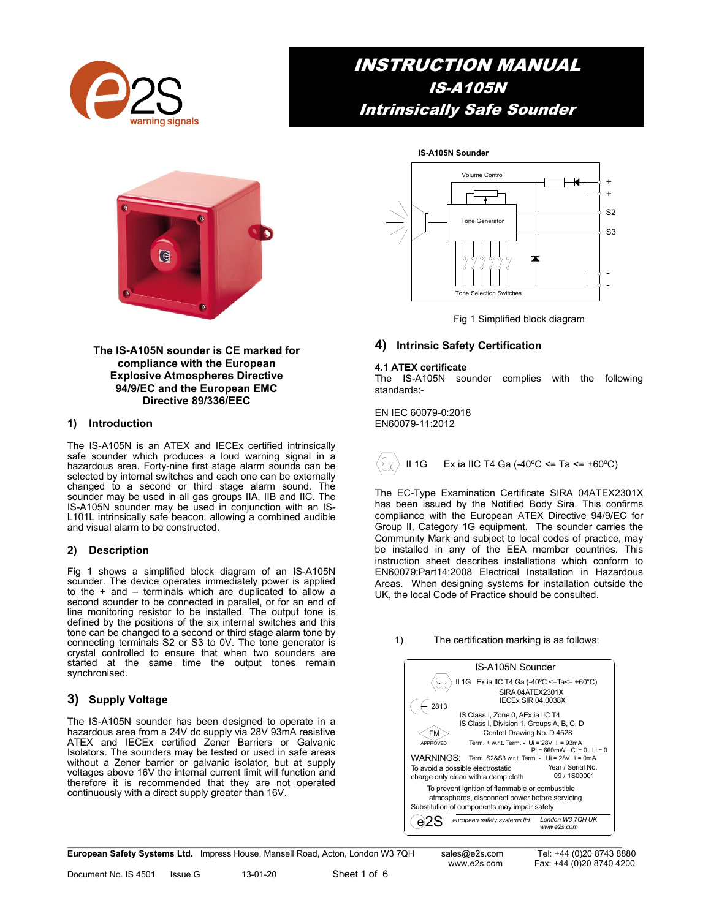# INSTRUCTION MANUAL
## IS-A105N
## Intrinsically Safe Sounder

**The IS-A105N sounder is CE marked for compliance with the European Explosive Atmospheres Directive 94/9/EC and the European EMC Directive 89/336/EEC**

## 1) Introduction

The IS-A105N is an ATEX and IECEx certified intrinsically safe sounder which produces a loud warning signal in a hazardous area. Forty-nine first stage alarm sounds can be selected by internal switches and each one can be externally changed to a second or third stage alarm sound. The sounder may be used in all gas groups IIA, IIB and IIC. The IS-A105N sounder may be used in conjunction with an IS-L101L intrinsically safe beacon, allowing a combined audible and visual alarm to be constructed.

## 2) Description

Fig 1 shows a simplified block diagram of an IS-A105N sounder. The device operates immediately power is applied to the + and – terminals which are duplicated to allow a second sounder to be connected in parallel, or for an end of line monitoring resistor to be installed. The output tone is defined by the positions of the six internal switches and this tone can be changed to a second or third stage alarm tone by connecting terminals S2 or S3 to 0V. The tone generator is crystal controlled to ensure that when two sounders are started at the same time the output tones remain synchronised.

## 3) Supply Voltage

The IS-A105N sounder has been designed to operate in a hazardous area from a 24V dc supply via 28V 93mA resistive ATEX and IECEx certified Zener Barriers or Galvanic Isolators. The sounders may be tested or used in safe areas without a Zener barrier or galvanic isolator, but at supply voltages above 16V the internal current limit will function and therefore it is recommended that they are not operated continuously with a direct supply greater than 16V.

**IS-A105N Sounder**

Volume Control — Tone Generator — Tone Selection Switches — + + S2 S3 - -

Fig 1 Simplified block diagram

## 4) Intrinsic Safety Certification

### 4.1 ATEX certificate

The IS-A105N sounder complies with the following standards:-

EN IEC 60079-0:2018
EN60079-11:2012

II 1G Ex ia IIC T4 Ga (-40ºC <= Ta <= +60ºC)

The EC-Type Examination Certificate SIRA 04ATEX2301X has been issued by the Notified Body Sira. This confirms compliance with the European ATEX Directive 94/9/EC for Group II, Category 1G equipment. The sounder carries the Community Mark and subject to local codes of practice, may be installed in any of the EEA member countries. This instruction sheet describes installations which conform to EN60079:Part14:2008 Electrical Installation in Hazardous Areas. When designing systems for installation outside the UK, the local Code of Practice should be consulted.

1) The certification marking is as follows:

IS-A105N Sounder
II 1G Ex ia IIC T4 Ga (-40°C <=Ta<= +60°C)
SIRA 04ATEX2301X
IECEx SIR 04.0038X
CE 2813
IS Class I, Zone 0, AEx ia IIC T4
IS Class I, Division 1, Groups A, B, C, D
FM APPROVED Control Drawing No. D 4528
Term. + w.r.t. Term. - Ui = 28V Ii = 93mA Pi = 660mW Ci = 0 Li = 0
WARNINGS: Term. S2&S3 w.r.t. Term. - Ui = 28V Ii = 0mA
To avoid a possible electrostatic charge only clean with a damp cloth
Year / Serial No. 09 / 1S00001
To prevent ignition of flammable or combustible atmospheres, disconnect power before servicing
Substitution of components may impair safety
e2S european safety systems ltd. London W3 7QH UK www.e2s.com

**European Safety Systems Ltd.** Impress House, Mansell Road, Acton, London W3 7QH sales@e2s.com www.e2s.com Tel: +44 (0)20 8743 8880 Fax: +44 (0)20 8740 4200

Document No. IS 4501 Issue G 13-01-20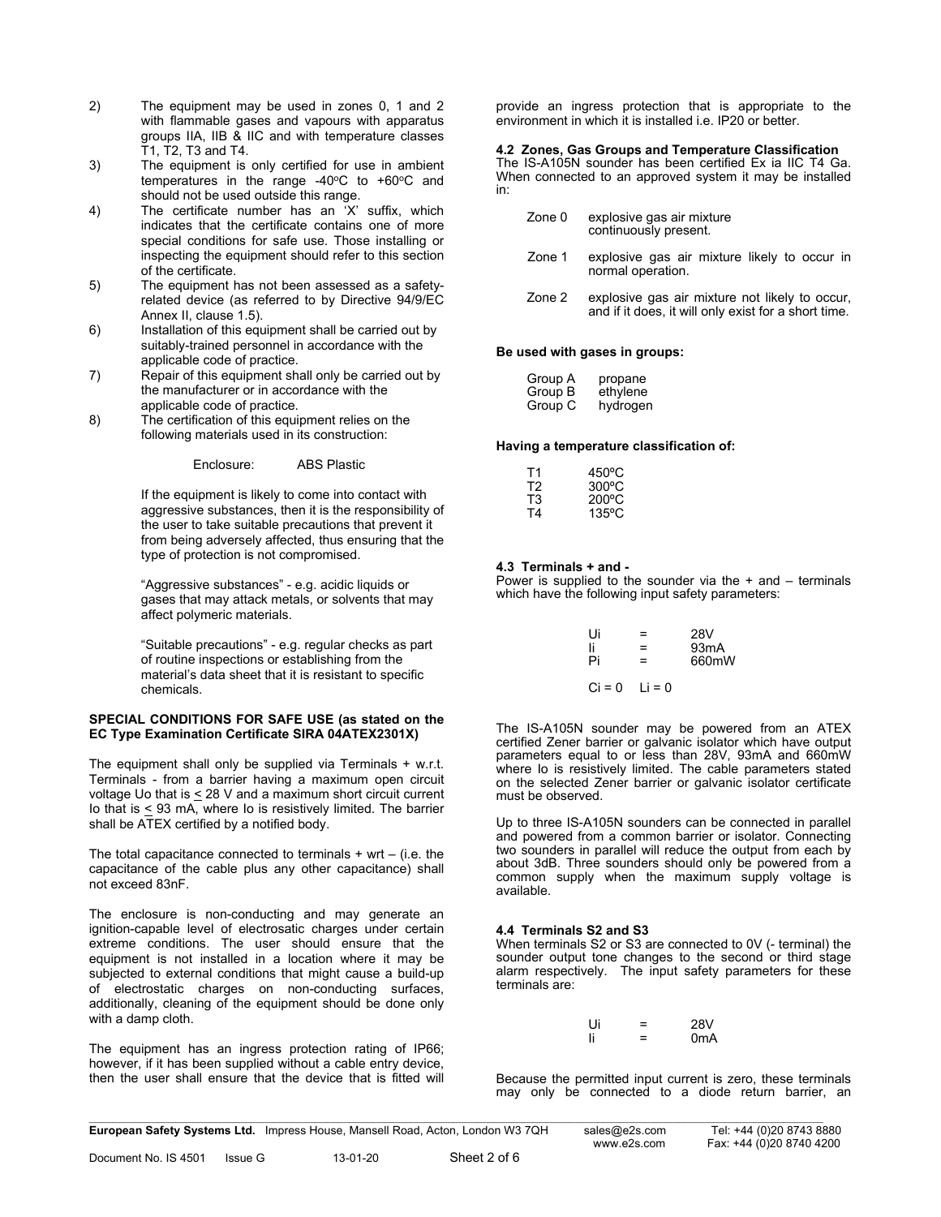2) The equipment may be used in zones 0, 1 and 2 with flammable gases and vapours with apparatus groups IIA, IIB & IIC and with temperature classes T1, T2, T3 and T4.

3) The equipment is only certified for use in ambient temperatures in the range -40°C to +60°C and should not be used outside this range.

4) The certificate number has an 'X' suffix, which indicates that the certificate contains one of more special conditions for safe use. Those installing or inspecting the equipment should refer to this section of the certificate.

5) The equipment has not been assessed as a safety-related device (as referred to by Directive 94/9/EC Annex II, clause 1.5).

6) Installation of this equipment shall be carried out by suitably-trained personnel in accordance with the applicable code of practice.

7) Repair of this equipment shall only be carried out by the manufacturer or in accordance with the applicable code of practice.

8) The certification of this equipment relies on the following materials used in its construction:

   Enclosure: ABS Plastic

   If the equipment is likely to come into contact with aggressive substances, then it is the responsibility of the user to take suitable precautions that prevent it from being adversely affected, thus ensuring that the type of protection is not compromised.

   "Aggressive substances" - e.g. acidic liquids or gases that may attack metals, or solvents that may affect polymeric materials.

   "Suitable precautions" - e.g. regular checks as part of routine inspections or establishing from the material's data sheet that it is resistant to specific chemicals.

**SPECIAL CONDITIONS FOR SAFE USE (as stated on the EC Type Examination Certificate SIRA 04ATEX2301X)**

The equipment shall only be supplied via Terminals + w.r.t. Terminals - from a barrier having a maximum open circuit voltage Uo that is ≤ 28 V and a maximum short circuit current Io that is ≤ 93 mA, where Io is resistively limited. The barrier shall be ATEX certified by a notified body.

The total capacitance connected to terminals + wrt – (i.e. the capacitance of the cable plus any other capacitance) shall not exceed 83nF.

The enclosure is non-conducting and may generate an ignition-capable level of electrosatic charges under certain extreme conditions. The user should ensure that the equipment is not installed in a location where it may be subjected to external conditions that might cause a build-up of electrostatic charges on non-conducting surfaces, additionally, cleaning of the equipment should be done only with a damp cloth.

The equipment has an ingress protection rating of IP66; however, if it has been supplied without a cable entry device, then the user shall ensure that the device that is fitted will provide an ingress protection that is appropriate to the environment in which it is installed i.e. IP20 or better.

### 4.2 Zones, Gas Groups and Temperature Classification

The IS-A105N sounder has been certified Ex ia IIC T4 Ga. When connected to an approved system it may be installed in:

| | |
|---|---|
| Zone 0 | explosive gas air mixture continuously present. |
| Zone 1 | explosive gas air mixture likely to occur in normal operation. |
| Zone 2 | explosive gas air mixture not likely to occur, and if it does, it will only exist for a short time. |

**Be used with gases in groups:**

| | |
|---|---|
| Group A | propane |
| Group B | ethylene |
| Group C | hydrogen |

**Having a temperature classification of:**

| | |
|---|---|
| T1 | 450ºC |
| T2 | 300ºC |
| T3 | 200ºC |
| T4 | 135ºC |

### 4.3 Terminals + and -

Power is supplied to the sounder via the + and – terminals which have the following input safety parameters:

Ui = 28V
Ii = 93mA
Pi = 660mW

Ci = 0 Li = 0

The IS-A105N sounder may be powered from an ATEX certified Zener barrier or galvanic isolator which have output parameters equal to or less than 28V, 93mA and 660mW where Io is resistively limited. The cable parameters stated on the selected Zener barrier or galvanic isolator certificate must be observed.

Up to three IS-A105N sounders can be connected in parallel and powered from a common barrier or isolator. Connecting two sounders in parallel will reduce the output from each by about 3dB. Three sounders should only be powered from a common supply when the maximum supply voltage is available.

### 4.4 Terminals S2 and S3

When terminals S2 or S3 are connected to 0V (- terminal) the sounder output tone changes to the second or third stage alarm respectively. The input safety parameters for these terminals are:

Ui = 28V
Ii = 0mA

Because the permitted input current is zero, these terminals may only be connected to a diode return barrier, an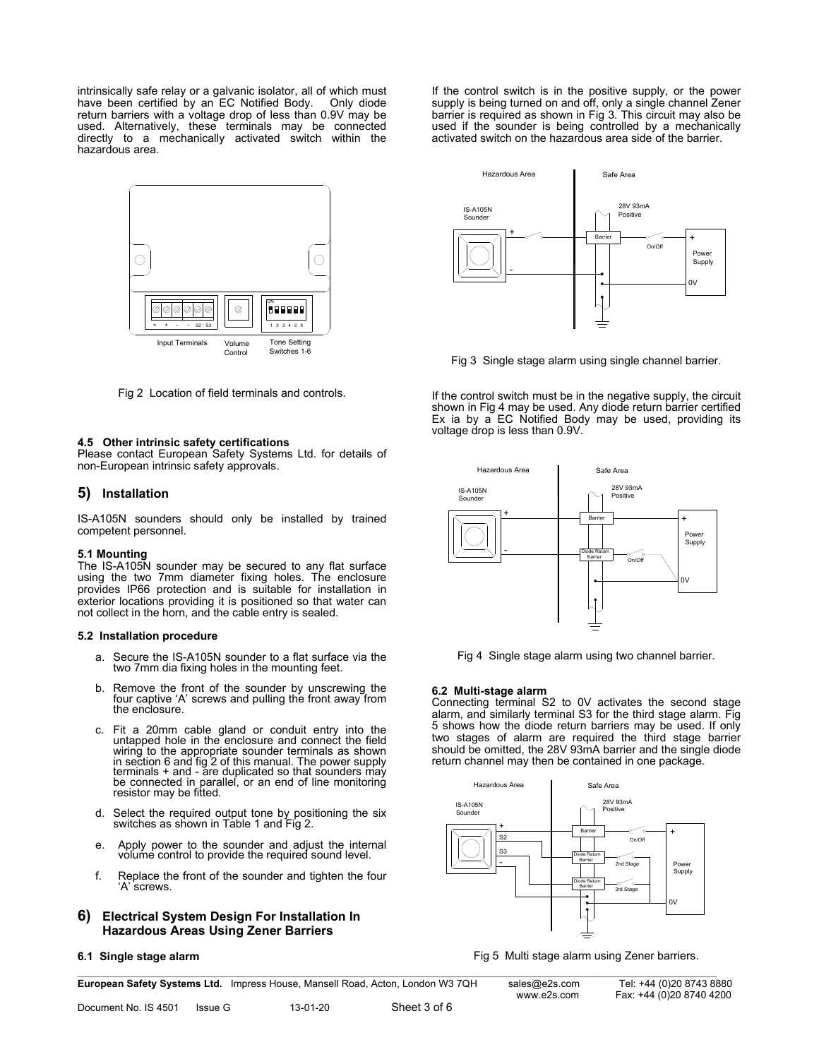intrinsically safe relay or a galvanic isolator, all of which must have been certified by an EC Notified Body. Only diode return barriers with a voltage drop of less than 0.9V may be used. Alternatively, these terminals may be connected directly to a mechanically activated switch within the hazardous area.

Fig 2 Location of field terminals and controls.

### 4.5 Other intrinsic safety certifications

Please contact European Safety Systems Ltd. for details of non-European intrinsic safety approvals.

## 5) Installation

IS-A105N sounders should only be installed by trained competent personnel.

### 5.1 Mounting

The IS-A105N sounder may be secured to any flat surface using the two 7mm diameter fixing holes. The enclosure provides IP66 protection and is suitable for installation in exterior locations providing it is positioned so that water can not collect in the horn, and the cable entry is sealed.

### 5.2 Installation procedure

a. Secure the IS-A105N sounder to a flat surface via the two 7mm dia fixing holes in the mounting feet.

b. Remove the front of the sounder by unscrewing the four captive 'A' screws and pulling the front away from the enclosure.

c. Fit a 20mm cable gland or conduit entry into the untapped hole in the enclosure and connect the field wiring to the appropriate sounder terminals as shown in section 6 and fig 2 of this manual. The power supply terminals + and - are duplicated so that sounders may be connected in parallel, or an end of line monitoring resistor may be fitted.

d. Select the required output tone by positioning the six switches as shown in Table 1 and Fig 2.

e. Apply power to the sounder and adjust the internal volume control to provide the required sound level.

f. Replace the front of the sounder and tighten the four 'A' screws.

## 6) Electrical System Design For Installation In Hazardous Areas Using Zener Barriers

### 6.1 Single stage alarm

If the control switch is in the positive supply, or the power supply is being turned on and off, only a single channel Zener barrier is required as shown in Fig 3. This circuit may also be used if the sounder is being controlled by a mechanically activated switch on the hazardous area side of the barrier.

Fig 3 Single stage alarm using single channel barrier.

If the control switch must be in the negative supply, the circuit shown in Fig 4 may be used. Any diode return barrier certified Ex ia by a EC Notified Body may be used, providing its voltage drop is less than 0.9V.

Fig 4 Single stage alarm using two channel barrier.

### 6.2 Multi-stage alarm

Connecting terminal S2 to 0V activates the second stage alarm, and similarly terminal S3 for the third stage alarm. Fig 5 shows how the diode return barriers may be used. If only two stages of alarm are required the third stage barrier should be omitted, the 28V 93mA barrier and the single diode return channel may then be contained in one package.

Fig 5 Multi stage alarm using Zener barriers.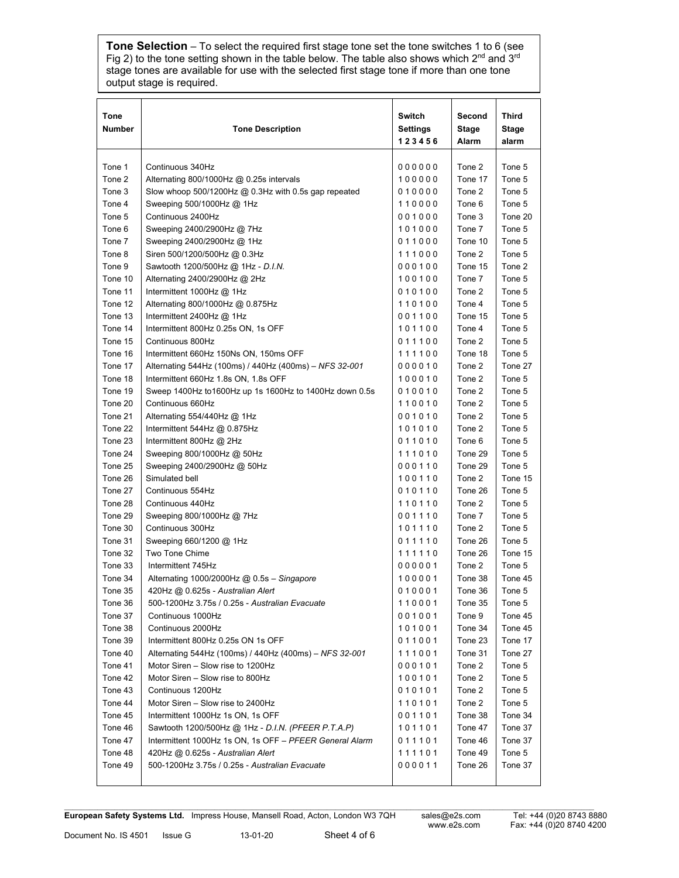**Tone Selection** – To select the required first stage tone set the tone switches 1 to 6 (see Fig 2) to the tone setting shown in the table below. The table also shows which 2nd and 3rd stage tones are available for use with the selected first stage tone if more than one tone output stage is required.

| Tone Number | Tone Description | Switch Settings 1 2 3 4 5 6 | Second Stage Alarm | Third Stage alarm |
|---|---|---|---|---|
| Tone 1 | Continuous 340Hz | 0 0 0 0 0 0 | Tone 2 | Tone 5 |
| Tone 2 | Alternating 800/1000Hz @ 0.25s intervals | 1 0 0 0 0 0 | Tone 17 | Tone 5 |
| Tone 3 | Slow whoop 500/1200Hz @ 0.3Hz with 0.5s gap repeated | 0 1 0 0 0 0 | Tone 2 | Tone 5 |
| Tone 4 | Sweeping 500/1000Hz @ 1Hz | 1 1 0 0 0 0 | Tone 6 | Tone 5 |
| Tone 5 | Continuous 2400Hz | 0 0 1 0 0 0 | Tone 3 | Tone 20 |
| Tone 6 | Sweeping 2400/2900Hz @ 7Hz | 1 0 1 0 0 0 | Tone 7 | Tone 5 |
| Tone 7 | Sweeping 2400/2900Hz @ 1Hz | 0 1 1 0 0 0 | Tone 10 | Tone 5 |
| Tone 8 | Siren 500/1200/500Hz @ 0.3Hz | 1 1 1 0 0 0 | Tone 2 | Tone 5 |
| Tone 9 | Sawtooth 1200/500Hz @ 1Hz - *D.I.N.* | 0 0 0 1 0 0 | Tone 15 | Tone 2 |
| Tone 10 | Alternating 2400/2900Hz @ 2Hz | 1 0 0 1 0 0 | Tone 7 | Tone 5 |
| Tone 11 | Intermittent 1000Hz @ 1Hz | 0 1 0 1 0 0 | Tone 2 | Tone 5 |
| Tone 12 | Alternating 800/1000Hz @ 0.875Hz | 1 1 0 1 0 0 | Tone 4 | Tone 5 |
| Tone 13 | Intermittent 2400Hz @ 1Hz | 0 0 1 1 0 0 | Tone 15 | Tone 5 |
| Tone 14 | Intermittent 800Hz 0.25s ON, 1s OFF | 1 0 1 1 0 0 | Tone 4 | Tone 5 |
| Tone 15 | Continuous 800Hz | 0 1 1 1 0 0 | Tone 2 | Tone 5 |
| Tone 16 | Intermittent 660Hz 150Ns ON, 150ms OFF | 1 1 1 1 0 0 | Tone 18 | Tone 5 |
| Tone 17 | Alternating 544Hz (100ms) / 440Hz (400ms) – *NFS 32-001* | 0 0 0 0 1 0 | Tone 2 | Tone 27 |
| Tone 18 | Intermittent 660Hz 1.8s ON, 1.8s OFF | 1 0 0 0 1 0 | Tone 2 | Tone 5 |
| Tone 19 | Sweep 1400Hz to1600Hz up 1s 1600Hz to 1400Hz down 0.5s | 0 1 0 0 1 0 | Tone 2 | Tone 5 |
| Tone 20 | Continuous 660Hz | 1 1 0 0 1 0 | Tone 2 | Tone 5 |
| Tone 21 | Alternating 554/440Hz @ 1Hz | 0 0 1 0 1 0 | Tone 2 | Tone 5 |
| Tone 22 | Intermittent 544Hz @ 0.875Hz | 1 0 1 0 1 0 | Tone 2 | Tone 5 |
| Tone 23 | Intermittent 800Hz @ 2Hz | 0 1 1 0 1 0 | Tone 6 | Tone 5 |
| Tone 24 | Sweeping 800/1000Hz @ 50Hz | 1 1 1 0 1 0 | Tone 29 | Tone 5 |
| Tone 25 | Sweeping 2400/2900Hz @ 50Hz | 0 0 0 1 1 0 | Tone 29 | Tone 5 |
| Tone 26 | Simulated bell | 1 0 0 1 1 0 | Tone 2 | Tone 15 |
| Tone 27 | Continuous 554Hz | 0 1 0 1 1 0 | Tone 26 | Tone 5 |
| Tone 28 | Continuous 440Hz | 1 1 0 1 1 0 | Tone 2 | Tone 5 |
| Tone 29 | Sweeping 800/1000Hz @ 7Hz | 0 0 1 1 1 0 | Tone 7 | Tone 5 |
| Tone 30 | Continuous 300Hz | 1 0 1 1 1 0 | Tone 2 | Tone 5 |
| Tone 31 | Sweeping 660/1200 @ 1Hz | 0 1 1 1 1 0 | Tone 26 | Tone 5 |
| Tone 32 | Two Tone Chime | 1 1 1 1 1 0 | Tone 26 | Tone 15 |
| Tone 33 | Intermittent 745Hz | 0 0 0 0 0 1 | Tone 2 | Tone 5 |
| Tone 34 | Alternating 1000/2000Hz @ 0.5s – *Singapore* | 1 0 0 0 0 1 | Tone 38 | Tone 45 |
| Tone 35 | 420Hz @ 0.625s - *Australian Alert* | 0 1 0 0 0 1 | Tone 36 | Tone 5 |
| Tone 36 | 500-1200Hz 3.75s / 0.25s - *Australian Evacuate* | 1 1 0 0 0 1 | Tone 35 | Tone 5 |
| Tone 37 | Continuous 1000Hz | 0 0 1 0 0 1 | Tone 9 | Tone 45 |
| Tone 38 | Continuous 2000Hz | 1 0 1 0 0 1 | Tone 34 | Tone 45 |
| Tone 39 | Intermittent 800Hz 0.25s ON 1s OFF | 0 1 1 0 0 1 | Tone 23 | Tone 17 |
| Tone 40 | Alternating 544Hz (100ms) / 440Hz (400ms) – *NFS 32-001* | 1 1 1 0 0 1 | Tone 31 | Tone 27 |
| Tone 41 | Motor Siren – Slow rise to 1200Hz | 0 0 0 1 0 1 | Tone 2 | Tone 5 |
| Tone 42 | Motor Siren – Slow rise to 800Hz | 1 0 0 1 0 1 | Tone 2 | Tone 5 |
| Tone 43 | Continuous 1200Hz | 0 1 0 1 0 1 | Tone 2 | Tone 5 |
| Tone 44 | Motor Siren – Slow rise to 2400Hz | 1 1 0 1 0 1 | Tone 2 | Tone 5 |
| Tone 45 | Intermittent 1000Hz 1s ON, 1s OFF | 0 0 1 1 0 1 | Tone 38 | Tone 34 |
| Tone 46 | Sawtooth 1200/500Hz @ 1Hz - *D.I.N. (PFEER P.T.A.P)* | 1 0 1 1 0 1 | Tone 47 | Tone 37 |
| Tone 47 | Intermittent 1000Hz 1s ON, 1s OFF – *PFEER General Alarm* | 0 1 1 1 0 1 | Tone 46 | Tone 37 |
| Tone 48 | 420Hz @ 0.625s - *Australian Alert* | 1 1 1 1 0 1 | Tone 49 | Tone 5 |
| Tone 49 | 500-1200Hz 3.75s / 0.25s - *Australian Evacuate* | 0 0 0 0 1 1 | Tone 26 | Tone 37 |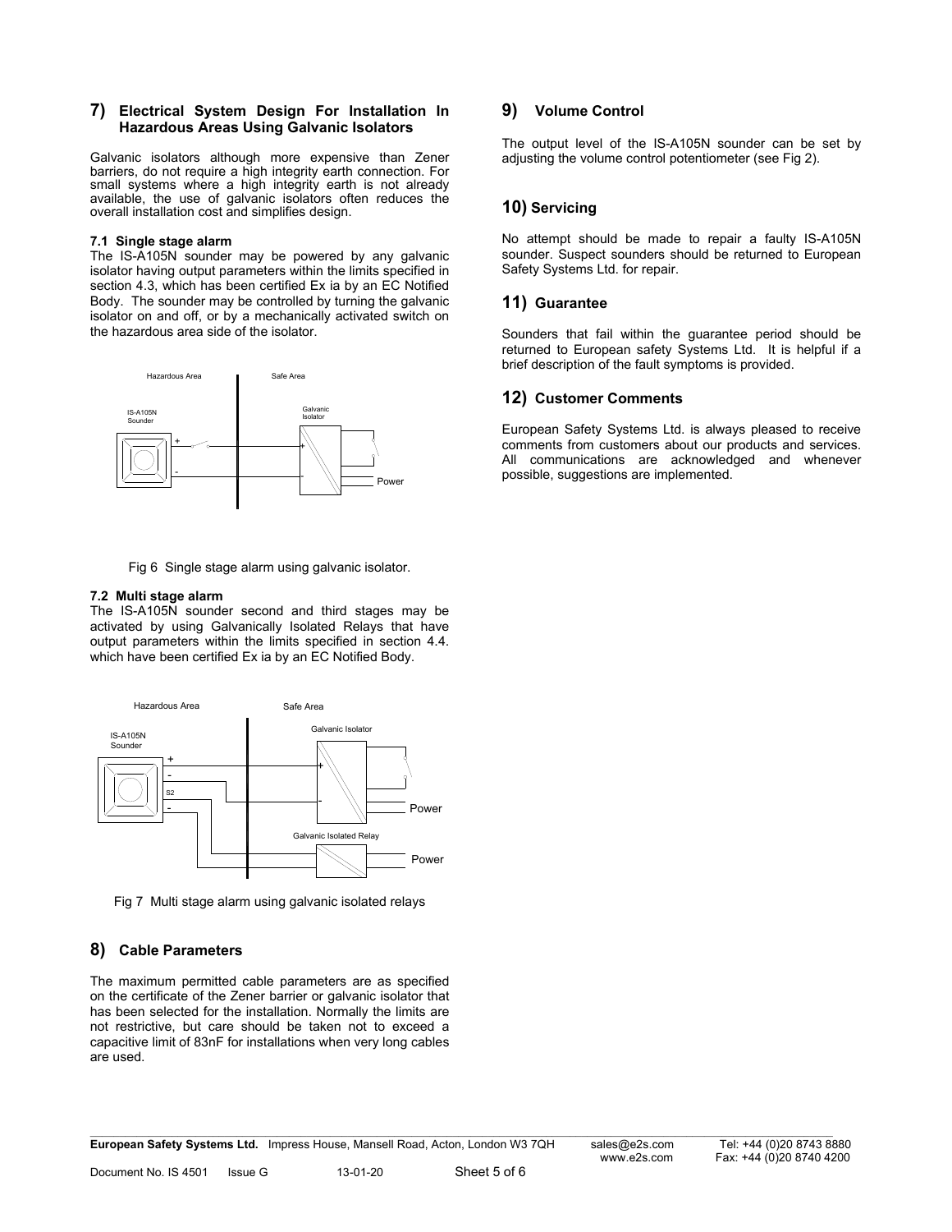## 7) Electrical System Design For Installation In Hazardous Areas Using Galvanic Isolators

Galvanic isolators although more expensive than Zener barriers, do not require a high integrity earth connection. For small systems where a high integrity earth is not already available, the use of galvanic isolators often reduces the overall installation cost and simplifies design.

### 7.1 Single stage alarm

The IS-A105N sounder may be powered by any galvanic isolator having output parameters within the limits specified in section 4.3, which has been certified Ex ia by an EC Notified Body. The sounder may be controlled by turning the galvanic isolator on and off, or by a mechanically activated switch on the hazardous area side of the isolator.

Fig 6 Single stage alarm using galvanic isolator.

### 7.2 Multi stage alarm

The IS-A105N sounder second and third stages may be activated by using Galvanically Isolated Relays that have output parameters within the limits specified in section 4.4. which have been certified Ex ia by an EC Notified Body.

Fig 7 Multi stage alarm using galvanic isolated relays

## 8) Cable Parameters

The maximum permitted cable parameters are as specified on the certificate of the Zener barrier or galvanic isolator that has been selected for the installation. Normally the limits are not restrictive, but care should be taken not to exceed a capacitive limit of 83nF for installations when very long cables are used.

## 9) Volume Control

The output level of the IS-A105N sounder can be set by adjusting the volume control potentiometer (see Fig 2).

## 10) Servicing

No attempt should be made to repair a faulty IS-A105N sounder. Suspect sounders should be returned to European Safety Systems Ltd. for repair.

## 11) Guarantee

Sounders that fail within the guarantee period should be returned to European safety Systems Ltd. It is helpful if a brief description of the fault symptoms is provided.

## 12) Customer Comments

European Safety Systems Ltd. is always pleased to receive comments from customers about our products and services. All communications are acknowledged and whenever possible, suggestions are implemented.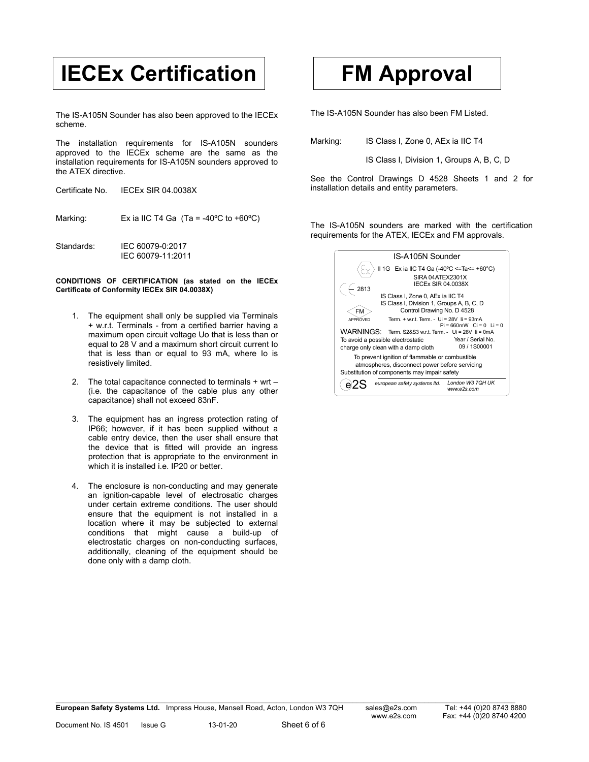# IECEx Certification

The IS-A105N Sounder has also been approved to the IECEx scheme.

The installation requirements for IS-A105N sounders approved to the IECEx scheme are the same as the installation requirements for IS-A105N sounders approved to the ATEX directive.

Certificate No. IECEx SIR 04.0038X

Marking: Ex ia IIC T4 Ga (Ta = -40ºC to +60ºC)

Standards: IEC 60079-0:2017
IEC 60079-11:2011

**CONDITIONS OF CERTIFICATION (as stated on the IECEx Certificate of Conformity IECEx SIR 04.0038X)**

1. The equipment shall only be supplied via Terminals + w.r.t. Terminals - from a certified barrier having a maximum open circuit voltage Uo that is less than or equal to 28 V and a maximum short circuit current Io that is less than or equal to 93 mA, where Io is resistively limited.
2. The total capacitance connected to terminals + wrt – (i.e. the capacitance of the cable plus any other capacitance) shall not exceed 83nF.
3. The equipment has an ingress protection rating of IP66; however, if it has been supplied without a cable entry device, then the user shall ensure that the device that is fitted will provide an ingress protection that is appropriate to the environment in which it is installed i.e. IP20 or better.
4. The enclosure is non-conducting and may generate an ignition-capable level of electrosatic charges under certain extreme conditions. The user should ensure that the equipment is not installed in a location where it may be subjected to external conditions that might cause a build-up of electrostatic charges on non-conducting surfaces, additionally, cleaning of the equipment should be done only with a damp cloth.

# FM Approval

The IS-A105N Sounder has also been FM Listed.

Marking: IS Class I, Zone 0, AEx ia IIC T4

IS Class I, Division 1, Groups A, B, C, D

See the Control Drawings D 4528 Sheets 1 and 2 for installation details and entity parameters.

The IS-A105N sounders are marked with the certification requirements for the ATEX, IECEx and FM approvals.

IS-A105N Sounder

II 1G Ex ia IIC T4 Ga (-40ºC <=Ta<= +60°C)
SIRA 04ATEX2301X
IECEx SIR 04.0038X
2813
IS Class I, Zone 0, AEx ia IIC T4
IS Class I, Division 1, Groups A, B, C, D
FM APPROVED
Control Drawing No. D 4528
Term. + w.r.t. Term. - Ui = 28V Ii = 93mA
Pi = 660mW Ci = 0 Li = 0
WARNINGS: Term. S2&S3 w.r.t. Term. - Ui = 28V Ii = 0mA
To avoid a possible electrostatic charge only clean with a damp cloth
Year / Serial No. 09 / 1S00001
To prevent ignition of flammable or combustible atmospheres, disconnect power before servicing
Substitution of components may impair safety
e2S european safety systems ltd. London W3 7QH UK www.e2s.com

**European Safety Systems Ltd.** Impress House, Mansell Road, Acton, London W3 7QH sales@e2s.com www.e2s.com Tel: +44 (0)20 8743 8880 Fax: +44 (0)20 8740 4200

Document No. IS 4501 Issue G 13-01-20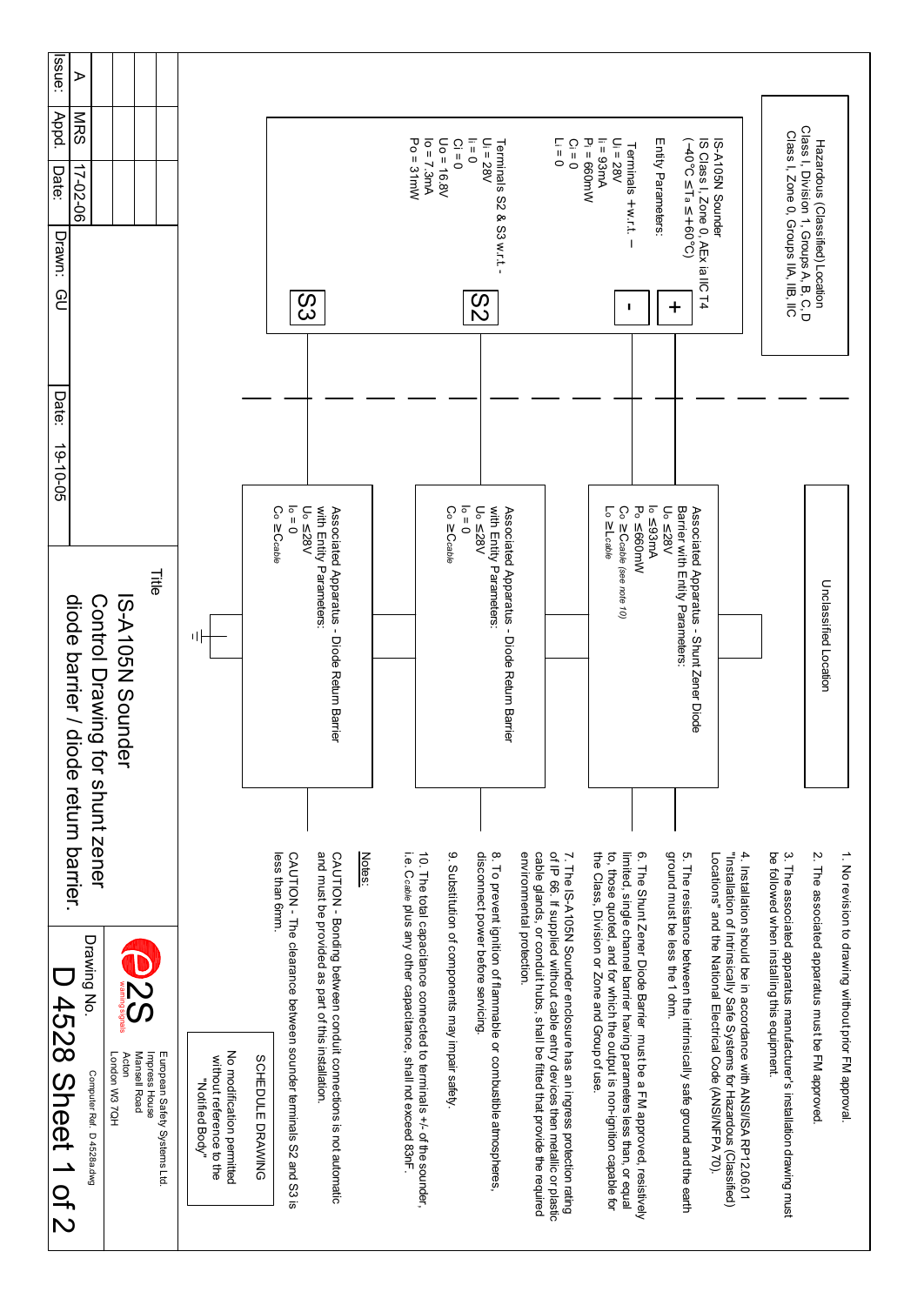Hazardous (Classified) Location
Class I, Division 1, Groups A, B, C, D
Class I, Zone 0, Groups IIA, IIB, IIC

**IS-A105N Sounder**
IS Class I, Zone 0, AEx ia IIC T4
(-40°C ≤ $T_a$ ≤ +60°C)

Entity Parameters:

Terminals + w.r.t. –
$U_i$ = 28V
$I_i$ = 93mA
$P_i$ = 660mW
$C_i$ = 0
$L_i$ = 0

Terminals S2 & S3 w.r.t -
$U_i$ = 28V
$I_i$ = 0
$C_i$ = 0
$U_o$ = 16.8V
$I_o$ = 7.3mA
$P_o$ = 31mW

Terminals: +, -, S2, S3

Unclassified Location

Associated Apparatus - Shunt Zener Diode Barrier with Entity Parameters:
$U_o$ ≤ 28V
$I_o$ ≤ 93mA
$P_o$ ≤ 660mW
$C_o$ ≥ $C_{cable}$ (see note 10)
$L_o$ ≥ $L_{cable}$

Associated Apparatus - Diode Return Barrier with Entity Parameters:
$U_o$ ≤ 28V
$I_o$ = 0
$C_o$ ≥ $C_{cable}$

Associated Apparatus - Diode Return Barrier with Entity Parameters:
$U_o$ ≤ 28V
$I_o$ = 0
$C_o$ ≥ $C_{cable}$

1. No revision to drawing without prior FM approval.
2. The associated apparatus must be FM approved.
3. The associated apparatus manufacturer's installation drawing must be followed when installing this equipment.
4. Installation should be in accordance with ANSI/ISA RP12.06.01 "Installation of Intrinsically Safe Systems for Hazardous (Classified) Locations" and the National Electrical Code (ANSI/NFPA 70).
5. The resistance between the intrinsically safe ground and the earth ground must be less the 1 ohm.
6. The Shunt Zener Diode Barrier must be a FM approved, resistively limited, single channel barrier having parameters less than, or equal to, those quoted, and for which the output is non-ignition capable for the Class, Division or Zone and Group of use.
7. The IS-A105N Sounder enclosure has an ingress protection rating of IP 66. If supplied without cable entry devices then metallic or plastic cable glands, or conduit hubs, shall be fitted that provide the required environmental protection.
8. To prevent ignition of flammable or combustible atmospheres, disconnect power before servicing.
9. Substitution of components may impair safety.
10. The total capacitance connected to terminals +/- of the sounder, i.e. $C_{cable}$ plus any other capacitance, shall not exceed 83nF.

**Notes:**

CAUTION - Bonding between conduit connections is not automatic and must be provided as part of this installation.

CAUTION - The clearance between sounder terminals S2 and S3 is less than 6mm.

SCHEDULE DRAWING
No modification permitted without reference to the "Notified Body"

| Issue: | Appd.: | Date: | Drawn: |
|---|---|---|---|
| A | MRS | 17-02-06 | |
| | | | GU |

Date: 19-10-05

Title
IS-A105N Sounder
Control Drawing for shunt zener diode barrier / diode return barrier.

E2S warning signals
European Safety Systems Ltd.
Impress House
Mansell Road
Acton
London W3 7QH

Drawing No. D 4528 Sheet 1 of 2
Computer Ref. D 4528a.dwg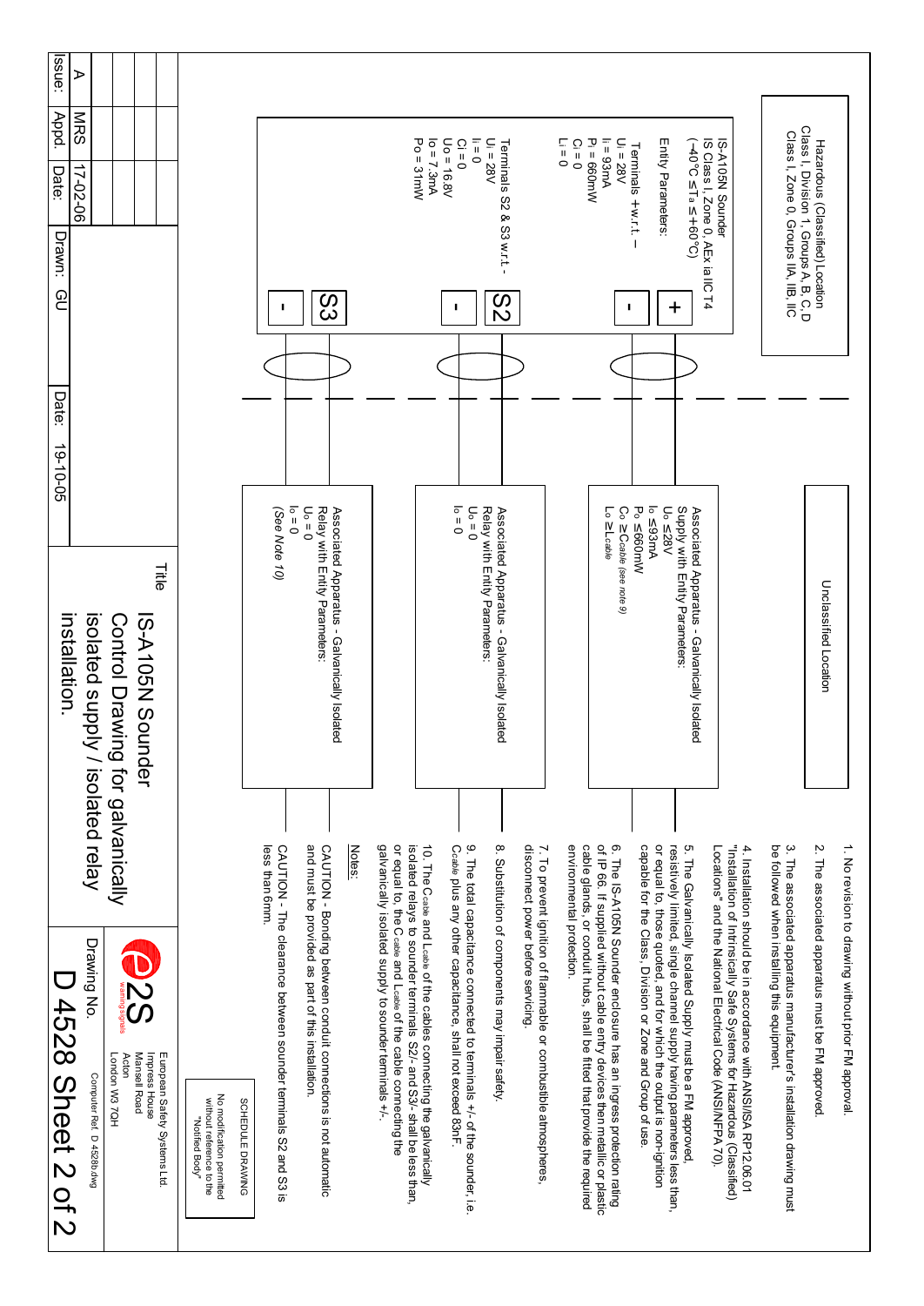Hazardous (Classified) Location
Class I, Division 1, Groups A, B, C, D
Class I, Zone 0, Groups IIA, IIB, IIC

IS-A105N Sounder
IS Class I, Zone 0, AEx ia IIC T4
($-40°C \le Ta \le +60°C$)

Entity Parameters:

Terminals + w.r.t. –
$U_i = 28V$
$I_i = 93mA$
$P_i = 660mW$
$C_i = 0$
$L_i = 0$

Terminals S2 & S3 w.r.t. -
$Ui = 28V$
$Ii = 0$
$Ci = 0$
$Uo = 16.8V$
$Io = 7.3mA$
$Po = 31mW$

\+ –
S2 –
S3 –

Unclassified Location

Associated Apparatus - Galvanically Isolated Supply with Entity Parameters:
$U_o \le 28V$
$I_o \le 93mA$
$P_o \le 660mW$
$C_o \ge C_{cable}$ *(see note 9)*
$L_o \ge L_{cable}$

Associated Apparatus - Galvanically Isolated Relay with Entity Parameters:
$U_o = 0$
$I_o = 0$

Associated Apparatus - Galvanically Isolated Relay with Entity Parameters:
$U_o = 0$
$I_o = 0$
*(See Note 10)*

1. No revision to drawing without prior FM approval.
2. The associated apparatus must be FM approved.
3. The associated apparatus manufacturer's installation drawing must be followed when installing this equipment.
4. Installation should be in accordance with ANSI/ISA RP12.06.01 "Installation of Intrinsically Safe Systems for Hazardous (Classified) Locations" and the National Electrical Code (ANSI/NFPA 70).
5. The Galvanically Isolated Supply must be a FM approved, resistively limited, single channel supply having parameters less than, or equal to, those quoted, and for which the output is non-ignition capable for the Class, Division or Zone and Group of use.
6. The IS-A105N Sounder enclosure has an ingress protection rating of IP 66. If supplied without cable entry devices then metallic or plastic cable glands, or conduit hubs, shall be fitted that provide the required environmental protection.
7. To prevent ignition of flammable or combustible atmospheres, disconnect power before servicing.
8. Substitution of components may impair safety.
9. The total capacitance connected to terminals +/- of the sounder, i.e. $C_{cable}$ plus any other capacitance, shall not exceed 83nF.
10. The $C_{cable}$ and $L_{cable}$ of the cables connecting the galvanically isolated relays to sounder terminals S2/- and S3/- shall be less than, or equal to, the $C_{cable}$ and $L_{cable}$ of the cable connecting the galvanically isolated supply to sounder terminals +/-.

Notes:

CAUTION - Bonding between conduit connections is not automatic and must be provided as part of this installation.

CAUTION - The clearance between sounder terminals S2 and S3 is less than 6mm.

SCHEDULE DRAWING
No modification permitted without reference to the "Notified Body"

| Issue: | Appd. | Date: | Drawn: | Date: |
|---|---|---|---|---|
| A | MRS | 17-02-06 | GU | 19-10-05 |

Title: IS-A105N Sounder Control Drawing for galvanically isolated supply / isolated relay installation.

e2S Warning Signals
European Safety Systems Ltd.
Impress House
Mansell Road
Acton
London W3 7QH

Drawing No. D 4528 Sheet 2 of 2

Computer Ref. D 4528b.dwg